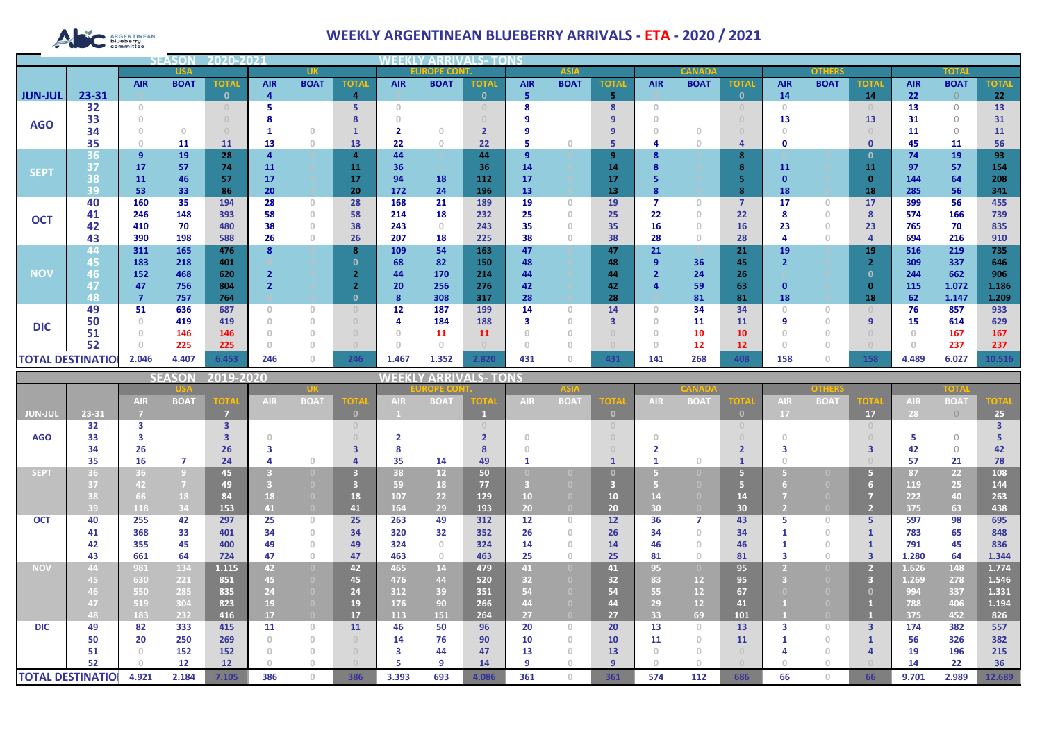# WEEKLY ARGENTINEAN BLUEBERRY ARRIVALS - ETA - 2020 / 2021

**SEASON 2020-2021 — WEEKLY ARRIVALS- TONS**

| | | USA | | | UK | | | EUROPE CONT. | | | ASIA | | | CANADA | | | OTHERS | | | TOTAL | | |
|---|---|---|---|---|---|---|---|---|---|---|---|---|---|---|---|---|---|---|---|---|---|---|
| | | AIR | BOAT | TOTAL | AIR | BOAT | TOTAL | AIR | BOAT | TOTAL | AIR | BOAT | TOTAL | AIR | BOAT | TOTAL | AIR | BOAT | TOTAL | AIR | BOAT | TOTAL |
| JUN-JUL | 23-31 | 0 | | 0 | 4 | | 4 | 0 | | 0 | 5 | | 5 | 0 | | 0 | 14 | | 14 | 22 | 0 | 22 |
| AGO | 32 | 0 | | 0 | 5 | | 5 | 0 | | 0 | 8 | | 8 | 0 | | 0 | 0 | | 0 | 13 | 0 | 13 |
| | 33 | 0 | | 0 | 8 | | 8 | 0 | | 0 | 9 | | 9 | 0 | | 0 | 13 | | 13 | 31 | 0 | 31 |
| | 34 | 0 | 0 | 0 | 1 | 0 | 1 | 2 | 0 | 2 | 9 | | 9 | 0 | 0 | 0 | 0 | | 0 | 11 | 0 | 11 |
| | 35 | 0 | 11 | 11 | 13 | 0 | 13 | 22 | 0 | 22 | 5 | 0 | 5 | 4 | 0 | 4 | 0 | | 0 | 45 | 11 | 56 |
| SEPT | 36 | 9 | 19 | 28 | 4 | | 4 | 44 | | 44 | 9 | | 9 | 8 | | 8 | | | 0 | 74 | 19 | 93 |
| | 37 | 17 | 57 | 74 | 11 | | 11 | 36 | | 36 | 14 | | 14 | 8 | | 8 | 11 | | 11 | 97 | 57 | 154 |
| | 38 | 11 | 46 | 57 | 17 | | 17 | 94 | 18 | 112 | 17 | | 17 | 5 | | 5 | 0 | | 0 | 144 | 64 | 208 |
| | 39 | 53 | 33 | 86 | 20 | | 20 | 172 | 24 | 196 | 13 | | 13 | 8 | | 8 | 18 | | 18 | 285 | 56 | 341 |
| OCT | 40 | 160 | 35 | 194 | 28 | 0 | 28 | 168 | 21 | 189 | 19 | 0 | 19 | 7 | 0 | 7 | 17 | 0 | 17 | 399 | 56 | 455 |
| | 41 | 246 | 148 | 393 | 58 | 0 | 58 | 214 | 18 | 232 | 25 | 0 | 25 | 22 | 0 | 22 | 8 | 0 | 8 | 574 | 166 | 739 |
| | 42 | 410 | 70 | 480 | 38 | 0 | 38 | 243 | 0 | 243 | 35 | 0 | 35 | 16 | 0 | 16 | 23 | 0 | 23 | 765 | 70 | 835 |
| | 43 | 390 | 198 | 588 | 26 | 0 | 26 | 207 | 18 | 225 | 38 | 0 | 38 | 28 | 0 | 28 | 4 | 0 | 4 | 694 | 216 | 910 |
| NOV | 44 | 311 | 165 | 476 | 8 | | 8 | 109 | 54 | 163 | 47 | | 47 | 21 | | 21 | 19 | | 19 | 516 | 219 | 735 |
| | 45 | 183 | 218 | 401 | | | 0 | 68 | 82 | 150 | 48 | | 48 | 9 | 36 | 45 | 2 | | 2 | 309 | 337 | 646 |
| | 46 | 152 | 468 | 620 | 2 | | 2 | 44 | 170 | 214 | 44 | | 44 | 2 | 24 | 26 | | | 0 | 244 | 662 | 906 |
| | 47 | 47 | 756 | 804 | 2 | | 2 | 20 | 256 | 276 | 42 | | 42 | 4 | 59 | 63 | 0 | | 0 | 115 | 1.072 | 1.186 |
| | 48 | 7 | 757 | 764 | | | 0 | 8 | 308 | 317 | 28 | | 28 | | 81 | 81 | 18 | | 18 | 62 | 1.147 | 1.209 |
| DIC | 49 | 51 | 636 | 687 | 0 | 0 | 0 | 12 | 187 | 199 | 14 | 0 | 14 | 0 | 34 | 34 | 0 | 0 | 0 | 76 | 857 | 933 |
| | 50 | 0 | 419 | 419 | 0 | 0 | 0 | 4 | 184 | 188 | 3 | 0 | 3 | 0 | 11 | 11 | 9 | 0 | 9 | 15 | 614 | 629 |
| | 51 | 0 | 146 | 146 | 0 | 0 | 0 | 0 | 11 | 11 | 0 | 0 | 0 | 0 | 10 | 10 | 0 | 0 | 0 | 0 | 167 | 167 |
| | 52 | 0 | 225 | 225 | 0 | 0 | 0 | 0 | 0 | 0 | 0 | 0 | 0 | 0 | 12 | 12 | 0 | 0 | 0 | 0 | 237 | 237 |
| TOTAL DESTINATION | | 2.046 | 4.407 | 6.453 | 246 | 0 | 246 | 1.467 | 1.352 | 2.820 | 431 | 0 | 431 | 141 | 268 | 408 | 158 | 0 | 158 | 4.489 | 6.027 | 10.516 |

**SEASON 2019-2020 — WEEKLY ARRIVALS- TONS**

| | | USA | | | UK | | | EUROPE CONT. | | | ASIA | | | CANADA | | | OTHERS | | | TOTAL | | |
|---|---|---|---|---|---|---|---|---|---|---|---|---|---|---|---|---|---|---|---|---|---|---|
| | | AIR | BOAT | TOTAL | AIR | BOAT | TOTAL | AIR | BOAT | TOTAL | AIR | BOAT | TOTAL | AIR | BOAT | TOTAL | AIR | BOAT | TOTAL | AIR | BOAT | TOTAL |
| JUN-JUL | 23-31 | 7 | | 7 | | | 0 | 1 | | 1 | | | 0 | | | 0 | 17 | | 17 | 28 | 0 | 25 |
| AGO | 32 | 3 | | 3 | | | | | | 0 | | | 0 | | | 0 | | | 0 | | | 3 |
| | 33 | 3 | | 3 | 0 | | 0 | 2 | | 2 | 0 | | 0 | 0 | | 0 | 0 | | 0 | 5 | 0 | 5 |
| | 34 | 26 | | 26 | 3 | | 3 | 8 | | 8 | 0 | | 0 | 2 | | 2 | 3 | | 3 | 42 | 0 | 42 |
| | 35 | 16 | 7 | 24 | 4 | 0 | 4 | 35 | 14 | 49 | 1 | | 1 | 1 | 0 | 1 | 0 | | 0 | 57 | 21 | 78 |
| SEPT | 36 | 36 | 9 | 45 | 3 | 0 | 3 | 38 | 12 | 50 | 0 | 0 | 0 | 5 | 0 | 5 | 5 | 0 | 5 | 87 | 22 | 108 |
| | 37 | 42 | 7 | 49 | 3 | 0 | 3 | 59 | 18 | 77 | 3 | 0 | 3 | 5 | 0 | 5 | 6 | 0 | 6 | 119 | 25 | 144 |
| | 38 | 66 | 18 | 84 | 18 | 0 | 18 | 107 | 22 | 129 | 10 | 0 | 10 | 14 | 0 | 14 | 7 | 0 | 7 | 222 | 40 | 263 |
| | 39 | 118 | 34 | 153 | 41 | 0 | 41 | 164 | 29 | 193 | 20 | 0 | 20 | 30 | 0 | 30 | 2 | 0 | 2 | 375 | 63 | 438 |
| OCT | 40 | 255 | 42 | 297 | 25 | 0 | 25 | 263 | 49 | 312 | 12 | 0 | 12 | 36 | 7 | 43 | 5 | 0 | 5 | 597 | 98 | 695 |
| | 41 | 368 | 33 | 401 | 34 | 0 | 34 | 320 | 32 | 352 | 26 | 0 | 26 | 34 | 0 | 34 | 1 | 0 | 1 | 783 | 65 | 848 |
| | 42 | 355 | 45 | 400 | 49 | 0 | 49 | 324 | 0 | 324 | 14 | 0 | 14 | 46 | 0 | 46 | 1 | 0 | 1 | 791 | 45 | 836 |
| | 43 | 661 | 64 | 724 | 47 | 0 | 47 | 463 | 0 | 463 | 25 | 0 | 25 | 81 | 0 | 81 | 3 | 0 | 3 | 1.280 | 64 | 1.344 |
| NOV | 44 | 981 | 134 | 1.115 | 42 | 0 | 42 | 465 | 14 | 479 | 41 | 0 | 41 | 95 | 0 | 95 | 2 | 0 | 2 | 1.626 | 148 | 1.774 |
| | 45 | 630 | 221 | 851 | 45 | 0 | 45 | 476 | 44 | 520 | 32 | 0 | 32 | 83 | 12 | 95 | 3 | 0 | 3 | 1.269 | 278 | 1.546 |
| | 46 | 550 | 285 | 835 | 24 | 0 | 24 | 312 | 39 | 351 | 54 | 0 | 54 | 55 | 12 | 67 | 0 | 0 | 0 | 994 | 337 | 1.331 |
| | 47 | 519 | 304 | 823 | 19 | 0 | 19 | 176 | 90 | 266 | 44 | 0 | 44 | 29 | 12 | 41 | 1 | 0 | 1 | 788 | 406 | 1.194 |
| | 48 | 183 | 232 | 416 | 17 | 0 | 17 | 113 | 151 | 264 | 27 | 0 | 27 | 33 | 69 | 101 | 1 | 0 | 1 | 375 | 452 | 826 |
| DIC | 49 | 82 | 333 | 415 | 11 | 0 | 11 | 46 | 50 | 96 | 20 | 0 | 20 | 13 | 0 | 13 | 3 | 0 | 3 | 174 | 382 | 557 |
| | 50 | 20 | 250 | 269 | 0 | 0 | 0 | 14 | 76 | 90 | 10 | 0 | 10 | 11 | 0 | 11 | 1 | 0 | 1 | 56 | 326 | 382 |
| | 51 | 0 | 152 | 152 | 0 | 0 | 0 | 3 | 44 | 47 | 13 | 0 | 13 | 0 | 0 | 0 | 4 | 0 | 4 | 19 | 196 | 215 |
| | 52 | 0 | 12 | 12 | 0 | 0 | 0 | 5 | 9 | 14 | 9 | 0 | 9 | 0 | 0 | 0 | 0 | 0 | 0 | 14 | 22 | 36 |
| TOTAL DESTINATION | | 4.921 | 2.184 | 7.105 | 386 | 0 | 386 | 3.393 | 693 | 4.086 | 361 | 0 | 361 | 574 | 112 | 686 | 66 | 0 | 66 | 9.701 | 2.989 | 12.689 |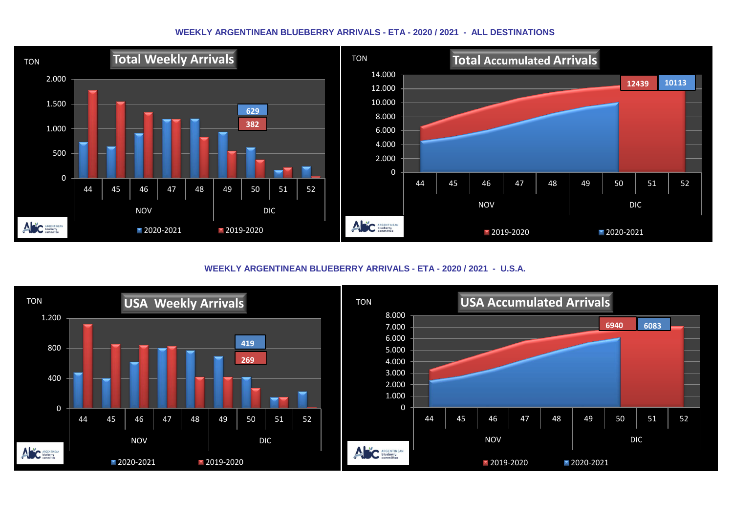### WEEKLY ARGENTINEAN BLUEBERRY ARRIVALS - ETA - 2020 / 2021 - ALL DESTINATIONS

**Total Weekly Arrivals**

TON

2.000
1.500
1.000
500
0

629
382

44 45 46 47 48 49 50 51 52

NOV DIC

2020-2021 2019-2020

**Total Accumulated Arrivals**

TON

14.000
12.000
10.000
8.000
6.000
4.000
2.000
0

12439 10113

44 45 46 47 48 49 50 51 52

NOV DIC

2019-2020 2020-2021

### WEEKLY ARGENTINEAN BLUEBERRY ARRIVALS - ETA - 2020 / 2021 - U.S.A.

**USA Weekly Arrivals**

TON

1.200
800
400
0

419
269

44 45 46 47 48 49 50 51 52

NOV DIC

2020-2021 2019-2020

**USA Accumulated Arrivals**

TON

8.000
7.000
6.000
5.000
4.000
3.000
2.000
1.000
0

6940 6083

44 45 46 47 48 49 50 51 52

NOV DIC

2019-2020 2020-2021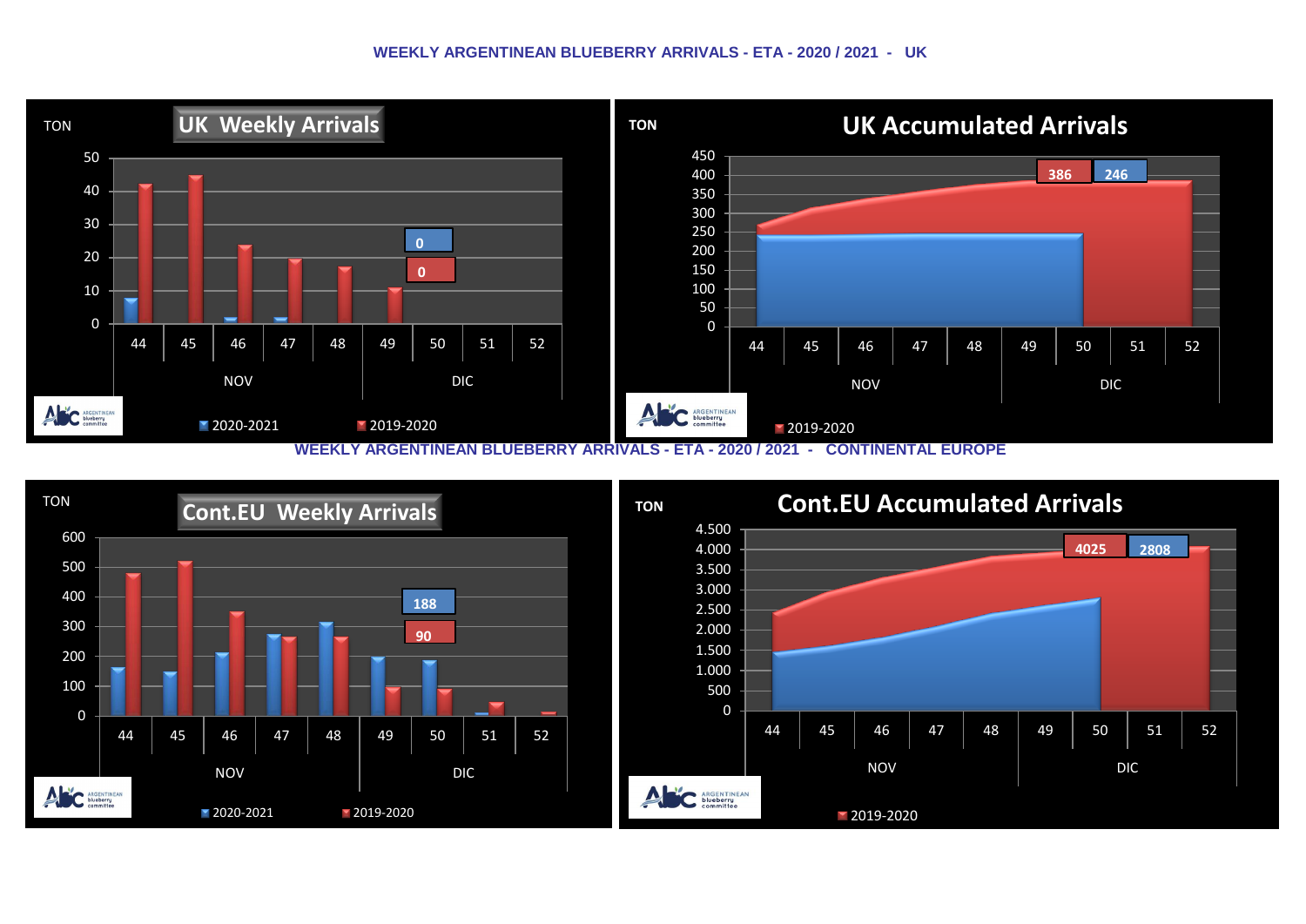# WEEKLY ARGENTINEAN BLUEBERRY ARRIVALS - ETA - 2020 / 2021 - UK

## UK Weekly Arrivals

TON

50
40
30
20
10
0

0
0

44 45 46 47 48 49 50 51 52

NOV DIC

2020-2021 2019-2020

## UK Accumulated Arrivals

TON

450
400
350
300
250
200
150
100
50
0

386 246

44 45 46 47 48 49 50 51 52

NOV DIC

2019-2020

# WEEKLY ARGENTINEAN BLUEBERRY ARRIVALS - ETA - 2020 / 2021 - CONTINENTAL EUROPE

## Cont.EU Weekly Arrivals

TON

600
500
400
300
200
100
0

188
90

44 45 46 47 48 49 50 51 52

NOV DIC

2020-2021 2019-2020

## Cont.EU Accumulated Arrivals

TON

4.500
4.000
3.500
3.000
2.500
2.000
1.500
1.000
500
0

4025 2808

44 45 46 47 48 49 50 51 52

NOV DIC

2019-2020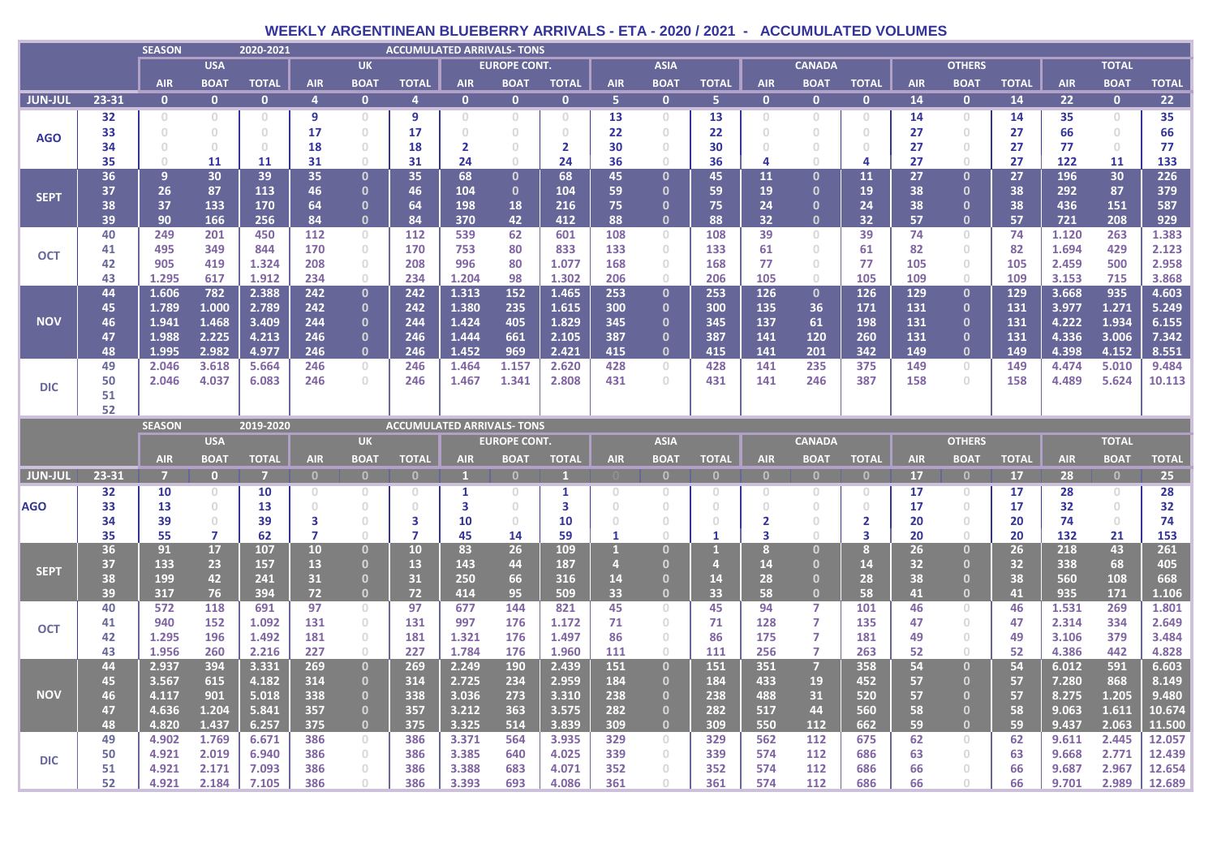# WEEKLY ARGENTINEAN BLUEBERRY ARRIVALS - ETA - 2020 / 2021 - ACCUMULATED VOLUMES

| | | SEASON 2020-2021 | | | ACCUMULATED ARRIVALS- TONS | | | | | | | | | | | | | | | | | |
|---|---|---|---|---|---|---|---|---|---|---|---|---|---|---|---|---|---|---|---|---|---|---|
| | | USA | | | UK | | | EUROPE CONT. | | | ASIA | | | CANADA | | | OTHERS | | | TOTAL | | |
| | | AIR | BOAT | TOTAL | AIR | BOAT | TOTAL | AIR | BOAT | TOTAL | AIR | BOAT | TOTAL | AIR | BOAT | TOTAL | AIR | BOAT | TOTAL | AIR | BOAT | TOTAL |
| JUN-JUL | 23-31 | 0 | 0 | 0 | 4 | 0 | 4 | 0 | 0 | 0 | 5 | 0 | 5 | 0 | 0 | 0 | 14 | 0 | 14 | 22 | 0 | 22 |
| AGO | 32 | 0 | 0 | 0 | 9 | 0 | 9 | 0 | 0 | 0 | 13 | 0 | 13 | 0 | 0 | 0 | 14 | 0 | 14 | 35 | 0 | 35 |
| | 33 | 0 | 0 | 0 | 17 | 0 | 17 | 0 | 0 | 0 | 22 | 0 | 22 | 0 | 0 | 0 | 27 | 0 | 27 | 66 | 0 | 66 |
| | 34 | 0 | 0 | 0 | 18 | 0 | 18 | 2 | 0 | 2 | 30 | 0 | 30 | 0 | 0 | 0 | 27 | 0 | 27 | 77 | 0 | 77 |
| | 35 | 0 | 11 | 11 | 31 | 0 | 31 | 24 | 0 | 24 | 36 | 0 | 36 | 4 | 0 | 4 | 27 | 0 | 27 | 122 | 11 | 133 |
| SEPT | 36 | 9 | 30 | 39 | 35 | 0 | 35 | 68 | 0 | 68 | 45 | 0 | 45 | 11 | 0 | 11 | 27 | 0 | 27 | 196 | 30 | 226 |
| | 37 | 26 | 87 | 113 | 46 | 0 | 46 | 104 | 0 | 104 | 59 | 0 | 59 | 19 | 0 | 19 | 38 | 0 | 38 | 292 | 87 | 379 |
| | 38 | 37 | 133 | 170 | 64 | 0 | 64 | 198 | 18 | 216 | 75 | 0 | 75 | 24 | 0 | 24 | 38 | 0 | 38 | 436 | 151 | 587 |
| | 39 | 90 | 166 | 256 | 84 | 0 | 84 | 370 | 42 | 412 | 88 | 0 | 88 | 32 | 0 | 32 | 57 | 0 | 57 | 721 | 208 | 929 |
| OCT | 40 | 249 | 201 | 450 | 112 | 0 | 112 | 539 | 62 | 601 | 108 | 0 | 108 | 39 | 0 | 39 | 74 | 0 | 74 | 1.120 | 263 | 1.383 |
| | 41 | 495 | 349 | 844 | 170 | 0 | 170 | 753 | 80 | 833 | 133 | 0 | 133 | 61 | 0 | 61 | 82 | 0 | 82 | 1.694 | 429 | 2.123 |
| | 42 | 905 | 419 | 1.324 | 208 | 0 | 208 | 996 | 80 | 1.077 | 168 | 0 | 168 | 77 | 0 | 77 | 105 | 0 | 105 | 2.459 | 500 | 2.958 |
| | 43 | 1.295 | 617 | 1.912 | 234 | 0 | 234 | 1.204 | 98 | 1.302 | 206 | 0 | 206 | 105 | 0 | 105 | 109 | 0 | 109 | 3.153 | 715 | 3.868 |
| NOV | 44 | 1.606 | 782 | 2.388 | 242 | 0 | 242 | 1.313 | 152 | 1.465 | 253 | 0 | 253 | 126 | 0 | 126 | 129 | 0 | 129 | 3.668 | 935 | 4.603 |
| | 45 | 1.789 | 1.000 | 2.789 | 242 | 0 | 242 | 1.380 | 235 | 1.615 | 300 | 0 | 300 | 135 | 36 | 171 | 131 | 0 | 131 | 3.977 | 1.271 | 5.249 |
| | 46 | 1.941 | 1.468 | 3.409 | 244 | 0 | 244 | 1.424 | 405 | 1.829 | 345 | 0 | 345 | 137 | 61 | 198 | 131 | 0 | 131 | 4.222 | 1.934 | 6.155 |
| | 47 | 1.988 | 2.225 | 4.213 | 246 | 0 | 246 | 1.444 | 661 | 2.105 | 387 | 0 | 387 | 141 | 120 | 260 | 131 | 0 | 131 | 4.336 | 3.006 | 7.342 |
| | 48 | 1.995 | 2.982 | 4.977 | 246 | 0 | 246 | 1.452 | 969 | 2.421 | 415 | 0 | 415 | 141 | 201 | 342 | 149 | 0 | 149 | 4.398 | 4.152 | 8.551 |
| DIC | 49 | 2.046 | 3.618 | 5.664 | 246 | 0 | 246 | 1.464 | 1.157 | 2.620 | 428 | 0 | 428 | 141 | 235 | 375 | 149 | 0 | 149 | 4.474 | 5.010 | 9.484 |
| | 50 | 2.046 | 4.037 | 6.083 | 246 | 0 | 246 | 1.467 | 1.341 | 2.808 | 431 | 0 | 431 | 141 | 246 | 387 | 158 | 0 | 158 | 4.489 | 5.624 | 10.113 |
| | 51 | | | | | | | | | | | | | | | | | | | | | |
| | 52 | | | | | | | | | | | | | | | | | | | | | |

| | | SEASON 2019-2020 | | | ACCUMULATED ARRIVALS- TONS | | | | | | | | | | | | | | | | | |
|---|---|---|---|---|---|---|---|---|---|---|---|---|---|---|---|---|---|---|---|---|---|---|
| | | USA | | | UK | | | EUROPE CONT. | | | ASIA | | | CANADA | | | OTHERS | | | TOTAL | | |
| | | AIR | BOAT | TOTAL | AIR | BOAT | TOTAL | AIR | BOAT | TOTAL | AIR | BOAT | TOTAL | AIR | BOAT | TOTAL | AIR | BOAT | TOTAL | AIR | BOAT | TOTAL |
| JUN-JUL | 23-31 | 7 | 0 | 7 | 0 | 0 | 0 | 1 | 0 | 1 | 0 | 0 | 0 | 0 | 0 | 0 | 17 | 0 | 17 | 28 | 0 | 25 |
| AGO | 32 | 10 | 0 | 10 | 0 | 0 | 0 | 1 | 0 | 1 | 0 | 0 | 0 | 0 | 0 | 0 | 17 | 0 | 17 | 28 | 0 | 28 |
| | 33 | 13 | 0 | 13 | 0 | 0 | 0 | 3 | 0 | 3 | 0 | 0 | 0 | 0 | 0 | 0 | 17 | 0 | 17 | 32 | 0 | 32 |
| | 34 | 39 | 0 | 39 | 3 | 0 | 3 | 10 | 0 | 10 | 0 | 0 | 0 | 2 | 0 | 2 | 20 | 0 | 20 | 74 | 0 | 74 |
| | 35 | 55 | 7 | 62 | 7 | 0 | 7 | 45 | 14 | 59 | 1 | 0 | 1 | 3 | 0 | 3 | 20 | 0 | 20 | 132 | 21 | 153 |
| SEPT | 36 | 91 | 17 | 107 | 10 | 0 | 10 | 83 | 26 | 109 | 1 | 0 | 1 | 8 | 0 | 8 | 26 | 0 | 26 | 218 | 43 | 261 |
| | 37 | 133 | 23 | 157 | 13 | 0 | 13 | 143 | 44 | 187 | 4 | 0 | 4 | 14 | 0 | 14 | 32 | 0 | 32 | 338 | 68 | 405 |
| | 38 | 199 | 42 | 241 | 31 | 0 | 31 | 250 | 66 | 316 | 14 | 0 | 14 | 28 | 0 | 28 | 38 | 0 | 38 | 560 | 108 | 668 |
| | 39 | 317 | 76 | 394 | 72 | 0 | 72 | 414 | 95 | 509 | 33 | 0 | 33 | 58 | 0 | 58 | 41 | 0 | 41 | 935 | 171 | 1.106 |
| OCT | 40 | 572 | 118 | 691 | 97 | 0 | 97 | 677 | 144 | 821 | 45 | 0 | 45 | 94 | 7 | 101 | 46 | 0 | 46 | 1.531 | 269 | 1.801 |
| | 41 | 940 | 152 | 1.092 | 131 | 0 | 131 | 997 | 176 | 1.172 | 71 | 0 | 71 | 128 | 7 | 135 | 47 | 0 | 47 | 2.314 | 334 | 2.649 |
| | 42 | 1.295 | 196 | 1.492 | 181 | 0 | 181 | 1.321 | 176 | 1.497 | 86 | 0 | 86 | 175 | 7 | 181 | 49 | 0 | 49 | 3.106 | 379 | 3.484 |
| | 43 | 1.956 | 260 | 2.216 | 227 | 0 | 227 | 1.784 | 176 | 1.960 | 111 | 0 | 111 | 256 | 7 | 263 | 52 | 0 | 52 | 4.386 | 442 | 4.828 |
| NOV | 44 | 2.937 | 394 | 3.331 | 269 | 0 | 269 | 2.249 | 190 | 2.439 | 151 | 0 | 151 | 351 | 7 | 358 | 54 | 0 | 54 | 6.012 | 591 | 6.603 |
| | 45 | 3.567 | 615 | 4.182 | 314 | 0 | 314 | 2.725 | 234 | 2.959 | 184 | 0 | 184 | 433 | 19 | 452 | 57 | 0 | 57 | 7.280 | 868 | 8.149 |
| | 46 | 4.117 | 901 | 5.018 | 338 | 0 | 338 | 3.036 | 273 | 3.310 | 238 | 0 | 238 | 488 | 31 | 520 | 57 | 0 | 57 | 8.275 | 1.205 | 9.480 |
| | 47 | 4.636 | 1.204 | 5.841 | 357 | 0 | 357 | 3.212 | 363 | 3.575 | 282 | 0 | 282 | 517 | 44 | 560 | 58 | 0 | 58 | 9.063 | 1.611 | 10.674 |
| | 48 | 4.820 | 1.437 | 6.257 | 375 | 0 | 375 | 3.325 | 514 | 3.839 | 309 | 0 | 309 | 550 | 112 | 662 | 59 | 0 | 59 | 9.437 | 2.063 | 11.500 |
| DIC | 49 | 4.902 | 1.769 | 6.671 | 386 | 0 | 386 | 3.371 | 564 | 3.935 | 329 | 0 | 329 | 562 | 112 | 675 | 62 | 0 | 62 | 9.611 | 2.445 | 12.057 |
| | 50 | 4.921 | 2.019 | 6.940 | 386 | 0 | 386 | 3.385 | 640 | 4.025 | 339 | 0 | 339 | 574 | 112 | 686 | 63 | 0 | 63 | 9.668 | 2.771 | 12.439 |
| | 51 | 4.921 | 2.171 | 7.093 | 386 | 0 | 386 | 3.388 | 683 | 4.071 | 352 | 0 | 352 | 574 | 112 | 686 | 66 | 0 | 66 | 9.687 | 2.967 | 12.654 |
| | 52 | 4.921 | 2.184 | 7.105 | 386 | 0 | 386 | 3.393 | 693 | 4.086 | 361 | 0 | 361 | 574 | 112 | 686 | 66 | 0 | 66 | 9.701 | 2.989 | 12.689 |